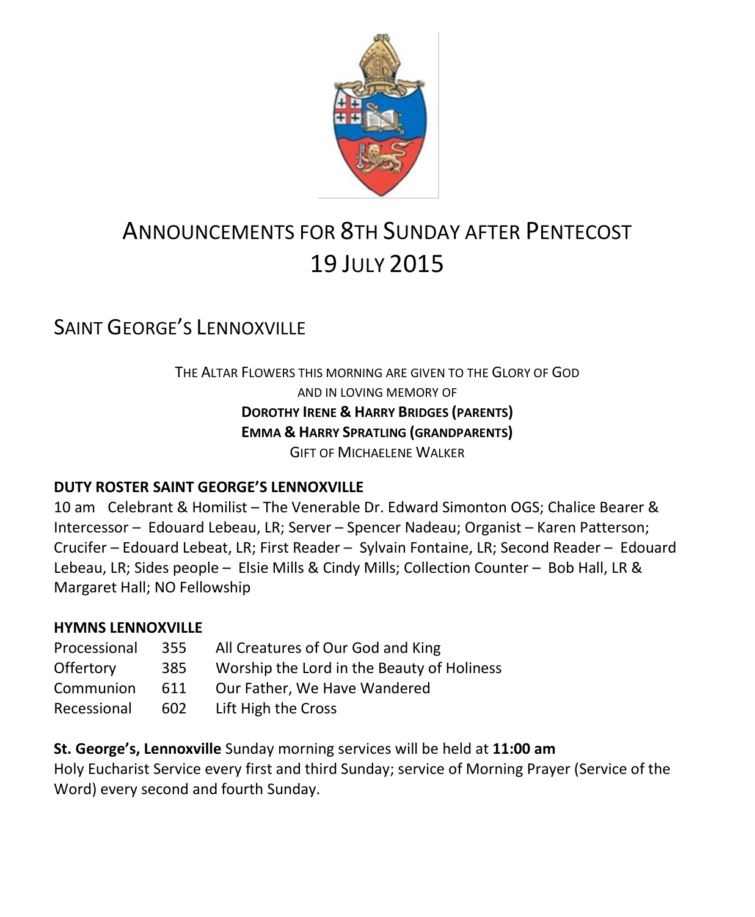# Announcements for 8th Sunday after Pentecost 19 July 2015

## Saint George's Lennoxville

The Altar Flowers this morning are given to the Glory of God
and in loving memory of
**Dorothy Irene & Harry Bridges (parents)**
**Emma & Harry Spratling (grandparents)**
Gift of Michaelene Walker

**DUTY ROSTER SAINT GEORGE'S LENNOXVILLE**

10 am Celebrant & Homilist – The Venerable Dr. Edward Simonton OGS; Chalice Bearer & Intercessor – Edouard Lebeau, LR; Server – Spencer Nadeau; Organist – Karen Patterson; Crucifer – Edouard Lebeat, LR; First Reader – Sylvain Fontaine, LR; Second Reader – Edouard Lebeau, LR; Sides people – Elsie Mills & Cindy Mills; Collection Counter – Bob Hall, LR & Margaret Hall; NO Fellowship

**HYMNS LENNOXVILLE**

| | | |
|---|---|---|
| Processional | 355 | All Creatures of Our God and King |
| Offertory | 385 | Worship the Lord in the Beauty of Holiness |
| Communion | 611 | Our Father, We Have Wandered |
| Recessional | 602 | Lift High the Cross |

**St. George's, Lennoxville** Sunday morning services will be held at **11:00 am**
Holy Eucharist Service every first and third Sunday; service of Morning Prayer (Service of the Word) every second and fourth Sunday.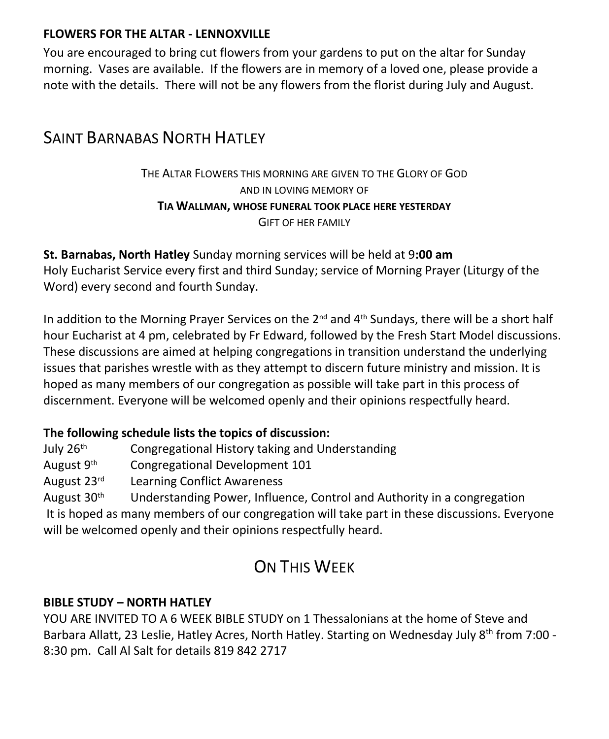**FLOWERS FOR THE ALTAR - LENNOXVILLE**

You are encouraged to bring cut flowers from your gardens to put on the altar for Sunday morning. Vases are available. If the flowers are in memory of a loved one, please provide a note with the details. There will not be any flowers from the florist during July and August.

## SAINT BARNABAS NORTH HATLEY

THE ALTAR FLOWERS THIS MORNING ARE GIVEN TO THE GLORY OF GOD
AND IN LOVING MEMORY OF
**TIA WALLMAN, WHOSE FUNERAL TOOK PLACE HERE YESTERDAY**
GIFT OF HER FAMILY

**St. Barnabas, North Hatley** Sunday morning services will be held at 9**:00 am**
Holy Eucharist Service every first and third Sunday; service of Morning Prayer (Liturgy of the Word) every second and fourth Sunday.

In addition to the Morning Prayer Services on the 2nd and 4th Sundays, there will be a short half hour Eucharist at 4 pm, celebrated by Fr Edward, followed by the Fresh Start Model discussions. These discussions are aimed at helping congregations in transition understand the underlying issues that parishes wrestle with as they attempt to discern future ministry and mission. It is hoped as many members of our congregation as possible will take part in this process of discernment. Everyone will be welcomed openly and their opinions respectfully heard.

**The following schedule lists the topics of discussion:**

July 26th — Congregational History taking and Understanding
August 9th — Congregational Development 101
August 23rd — Learning Conflict Awareness
August 30th — Understanding Power, Influence, Control and Authority in a congregation

It is hoped as many members of our congregation will take part in these discussions. Everyone will be welcomed openly and their opinions respectfully heard.

## ON THIS WEEK

**BIBLE STUDY – NORTH HATLEY**

YOU ARE INVITED TO A 6 WEEK BIBLE STUDY on 1 Thessalonians at the home of Steve and Barbara Allatt, 23 Leslie, Hatley Acres, North Hatley. Starting on Wednesday July 8th from 7:00 - 8:30 pm. Call Al Salt for details 819 842 2717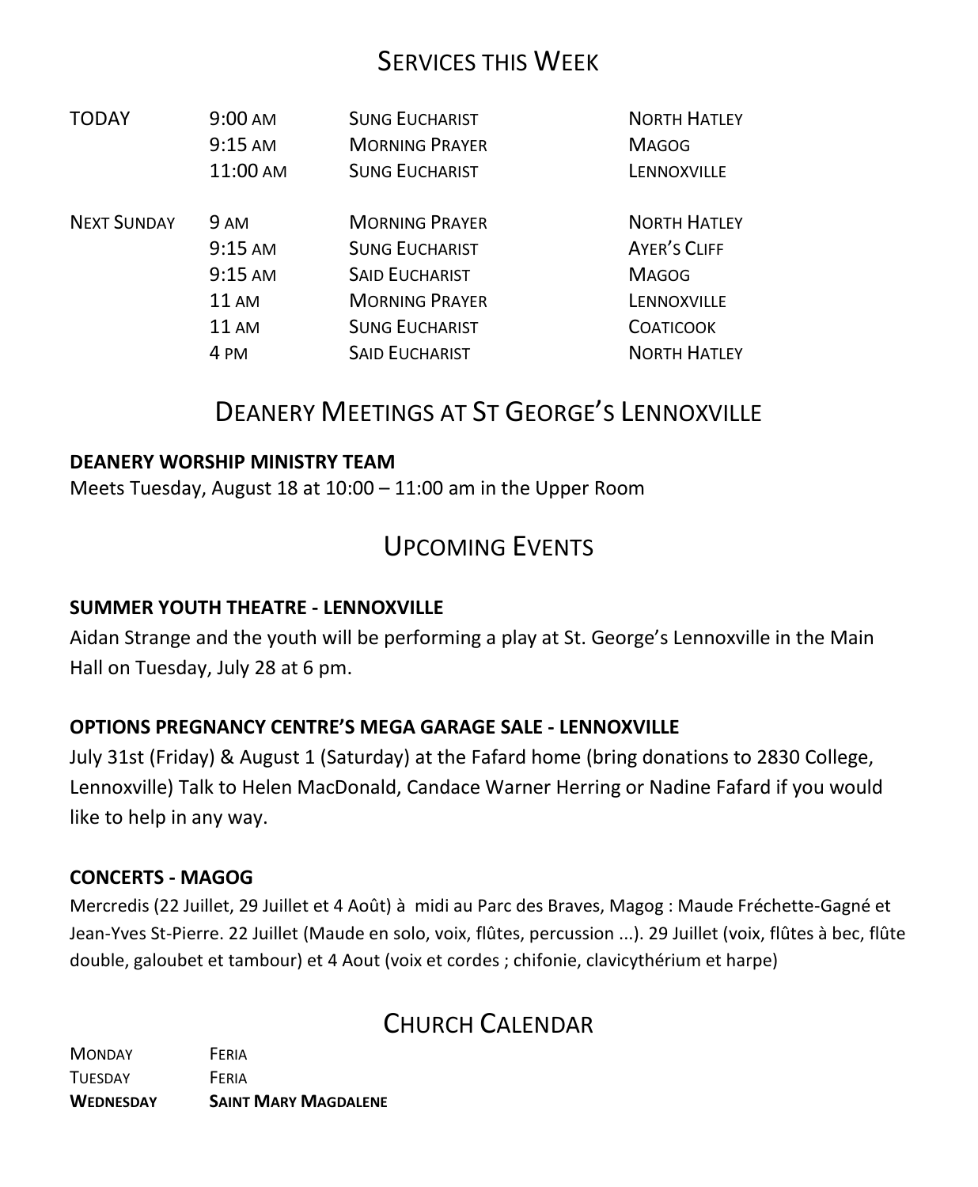## Services this Week

| | | | |
|---|---|---|---|
| TODAY | 9:00 AM | SUNG EUCHARIST | NORTH HATLEY |
| | 9:15 AM | MORNING PRAYER | MAGOG |
| | 11:00 AM | SUNG EUCHARIST | LENNOXVILLE |
| NEXT SUNDAY | 9 AM | MORNING PRAYER | NORTH HATLEY |
| | 9:15 AM | SUNG EUCHARIST | AYER'S CLIFF |
| | 9:15 AM | SAID EUCHARIST | MAGOG |
| | 11 AM | MORNING PRAYER | LENNOXVILLE |
| | 11 AM | SUNG EUCHARIST | COATICOOK |
| | 4 PM | SAID EUCHARIST | NORTH HATLEY |

## Deanery Meetings at St George's Lennoxville

**DEANERY WORSHIP MINISTRY TEAM**

Meets Tuesday, August 18 at 10:00 – 11:00 am in the Upper Room

## Upcoming Events

**SUMMER YOUTH THEATRE - LENNOXVILLE**

Aidan Strange and the youth will be performing a play at St. George's Lennoxville in the Main Hall on Tuesday, July 28 at 6 pm.

**OPTIONS PREGNANCY CENTRE'S MEGA GARAGE SALE - LENNOXVILLE**

July 31st (Friday) & August 1 (Saturday) at the Fafard home (bring donations to 2830 College, Lennoxville) Talk to Helen MacDonald, Candace Warner Herring or Nadine Fafard if you would like to help in any way.

**CONCERTS - MAGOG**

Mercredis (22 Juillet, 29 Juillet et 4 Août) à midi au Parc des Braves, Magog : Maude Fréchette-Gagné et Jean-Yves St-Pierre. 22 Juillet (Maude en solo, voix, flûtes, percussion ...). 29 Juillet (voix, flûtes à bec, flûte double, galoubet et tambour) et 4 Aout (voix et cordes ; chifonie, clavicythérium et harpe)

## Church Calendar

| | |
|---|---|
| MONDAY | FERIA |
| TUESDAY | FERIA |
| **WEDNESDAY** | **SAINT MARY MAGDALENE** |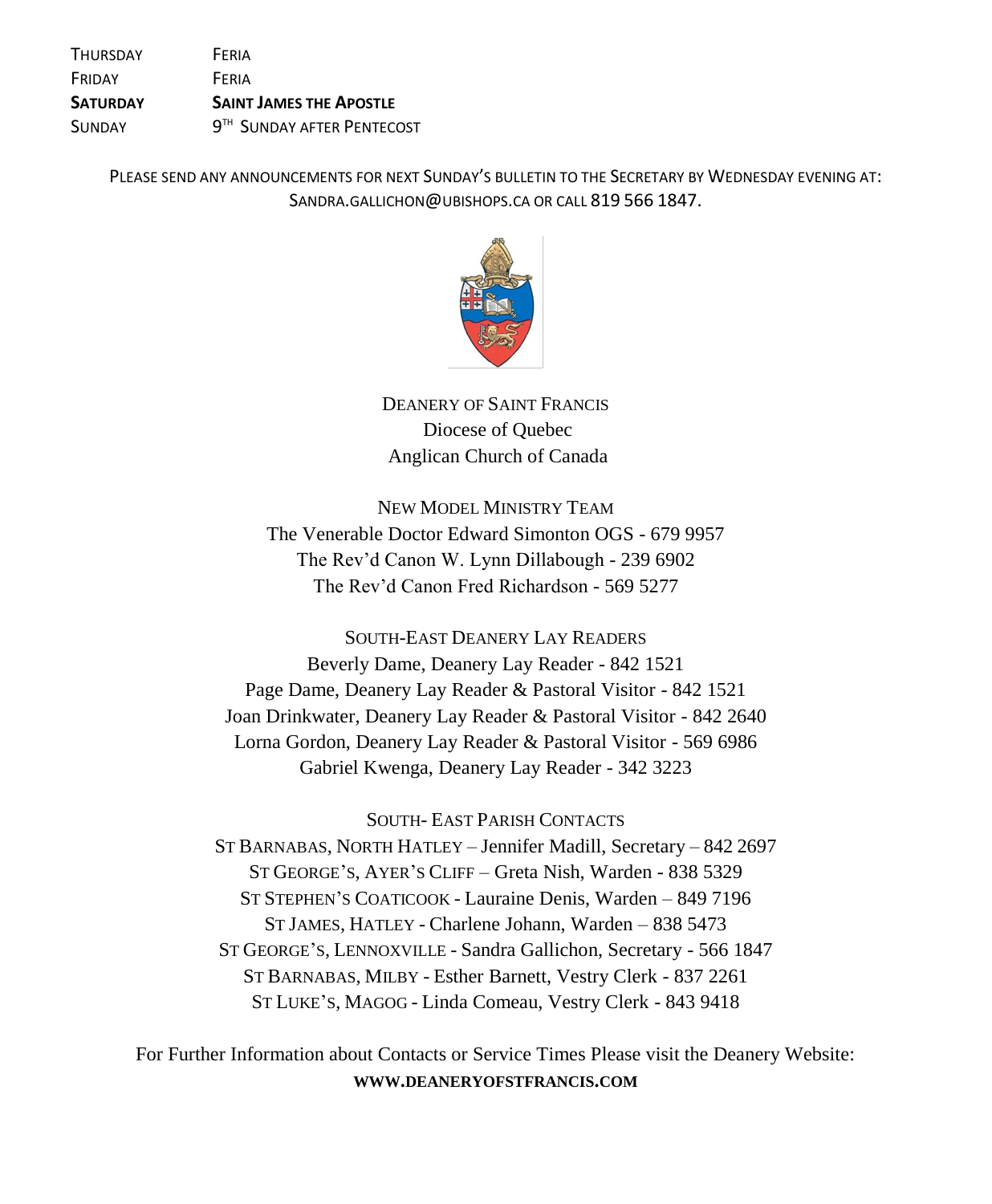| | |
|---|---|
| THURSDAY | FERIA |
| FRIDAY | FERIA |
| **SATURDAY** | **SAINT JAMES THE APOSTLE** |
| SUNDAY | 9TH SUNDAY AFTER PENTECOST |

PLEASE SEND ANY ANNOUNCEMENTS FOR NEXT SUNDAY'S BULLETIN TO THE SECRETARY BY WEDNESDAY EVENING AT: SANDRA.GALLICHON@UBISHOPS.CA OR CALL 819 566 1847.

DEANERY OF SAINT FRANCIS
Diocese of Quebec
Anglican Church of Canada

NEW MODEL MINISTRY TEAM
The Venerable Doctor Edward Simonton OGS - 679 9957
The Rev'd Canon W. Lynn Dillabough - 239 6902
The Rev'd Canon Fred Richardson - 569 5277

SOUTH-EAST DEANERY LAY READERS
Beverly Dame, Deanery Lay Reader - 842 1521
Page Dame, Deanery Lay Reader & Pastoral Visitor - 842 1521
Joan Drinkwater, Deanery Lay Reader & Pastoral Visitor - 842 2640
Lorna Gordon, Deanery Lay Reader & Pastoral Visitor - 569 6986
Gabriel Kwenga, Deanery Lay Reader - 342 3223

SOUTH- EAST PARISH CONTACTS
ST BARNABAS, NORTH HATLEY – Jennifer Madill, Secretary – 842 2697
ST GEORGE'S, AYER'S CLIFF – Greta Nish, Warden - 838 5329
ST STEPHEN'S COATICOOK - Lauraine Denis, Warden – 849 7196
ST JAMES, HATLEY - Charlene Johann, Warden – 838 5473
ST GEORGE'S, LENNOXVILLE - Sandra Gallichon, Secretary - 566 1847
ST BARNABAS, MILBY - Esther Barnett, Vestry Clerk - 837 2261
ST LUKE'S, MAGOG - Linda Comeau, Vestry Clerk - 843 9418

For Further Information about Contacts or Service Times Please visit the Deanery Website:
**WWW.DEANERYOFSTFRANCIS.COM**